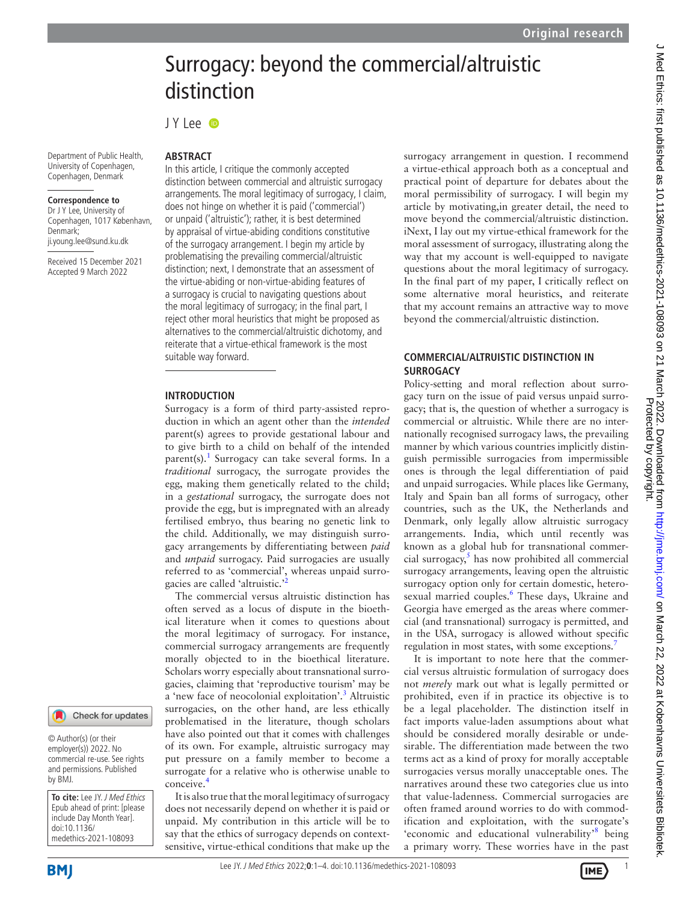# Surrogacy: beyond the commercial/altruistic distinction

J Y Lee

Department of Public Health, University of Copenhagen, Copenhagen, Denmark

**Correspondence to**
Dr J Y Lee, University of Copenhagen, 1017 København, Denmark; ji.young.lee@sund.ku.dk

Received 15 December 2021
Accepted 9 March 2022

## ABSTRACT

In this article, I critique the commonly accepted distinction between commercial and altruistic surrogacy arrangements. The moral legitimacy of surrogacy, I claim, does not hinge on whether it is paid ('commercial') or unpaid ('altruistic'); rather, it is best determined by appraisal of virtue-abiding conditions constitutive of the surrogacy arrangement. I begin my article by problematising the prevailing commercial/altruistic distinction; next, I demonstrate that an assessment of the virtue-abiding or non-virtue-abiding features of a surrogacy is crucial to navigating questions about the moral legitimacy of surrogacy; in the final part, I reject other moral heuristics that might be proposed as alternatives to the commercial/altruistic dichotomy, and reiterate that a virtue-ethical framework is the most suitable way forward.

## INTRODUCTION

Surrogacy is a form of third party-assisted reproduction in which an agent other than the *intended* parent(s) agrees to provide gestational labour and to give birth to a child on behalf of the intended parent(s).[1] Surrogacy can take several forms. In a *traditional* surrogacy, the surrogate provides the egg, making them genetically related to the child; in a *gestational* surrogacy, the surrogate does not provide the egg, but is impregnated with an already fertilised embryo, thus bearing no genetic link to the child. Additionally, we may distinguish surrogacy arrangements by differentiating between *paid* and *unpaid* surrogacy. Paid surrogacies are usually referred to as 'commercial', whereas unpaid surrogacies are called 'altruistic.'[2]

The commercial versus altruistic distinction has often served as a locus of dispute in the bioethical literature when it comes to questions about the moral legitimacy of surrogacy. For instance, commercial surrogacy arrangements are frequently morally objected to in the bioethical literature. Scholars worry especially about transnational surrogacies, claiming that 'reproductive tourism' may be a 'new face of neocolonial exploitation'.[3] Altruistic surrogacies, on the other hand, are less ethically problematised in the literature, though scholars have also pointed out that it comes with challenges of its own. For example, altruistic surrogacy may put pressure on a family member to become a surrogate for a relative who is otherwise unable to conceive.[4]

It is also true that the moral legitimacy of surrogacy does not necessarily depend on whether it is paid or unpaid. My contribution in this article will be to say that the ethics of surrogacy depends on context-sensitive, virtue-ethical conditions that make up the surrogacy arrangement in question. I recommend a virtue-ethical approach both as a conceptual and practical point of departure for debates about the moral permissibility of surrogacy. I will begin my article by motivating,in greater detail, the need to move beyond the commercial/altruistic distinction. iNext, I lay out my virtue-ethical framework for the moral assessment of surrogacy, illustrating along the way that my account is well-equipped to navigate questions about the moral legitimacy of surrogacy. In the final part of my paper, I critically reflect on some alternative moral heuristics, and reiterate that my account remains an attractive way to move beyond the commercial/altruistic distinction.

## COMMERCIAL/ALTRUISTIC DISTINCTION IN SURROGACY

Policy-setting and moral reflection about surrogacy turn on the issue of paid versus unpaid surrogacy; that is, the question of whether a surrogacy is commercial or altruistic. While there are no internationally recognised surrogacy laws, the prevailing manner by which various countries implicitly distinguish permissible surrogacies from impermissible ones is through the legal differentiation of paid and unpaid surrogacies. While places like Germany, Italy and Spain ban all forms of surrogacy, other countries, such as the UK, the Netherlands and Denmark, only legally allow altruistic surrogacy arrangements. India, which until recently was known as a global hub for transnational commercial surrogacy,[5] has now prohibited all commercial surrogacy arrangements, leaving open the altruistic surrogacy option only for certain domestic, heterosexual married couples.[6] These days, Ukraine and Georgia have emerged as the areas where commercial (and transnational) surrogacy is permitted, and in the USA, surrogacy is allowed without specific regulation in most states, with some exceptions.[7]

It is important to note here that the commercial versus altruistic formulation of surrogacy does not *merely* mark out what is legally permitted or prohibited, even if in practice its objective is to be a legal placeholder. The distinction itself in fact imports value-laden assumptions about what should be considered morally desirable or undesirable. The differentiation made between the two terms act as a kind of proxy for morally acceptable surrogacies versus morally unacceptable ones. The narratives around these two categories clue us into that value-ladenness. Commercial surrogacies are often framed around worries to do with commodification and exploitation, with the surrogate's 'economic and educational vulnerability'[8] being a primary worry. These worries have in the past

© Author(s) (or their employer(s)) 2022. No commercial re-use. See rights and permissions. Published by BMJ.

**To cite:** Lee JY. *J Med Ethics* Epub ahead of print: [please include Day Month Year]. doi:10.1136/medethics-2021-108093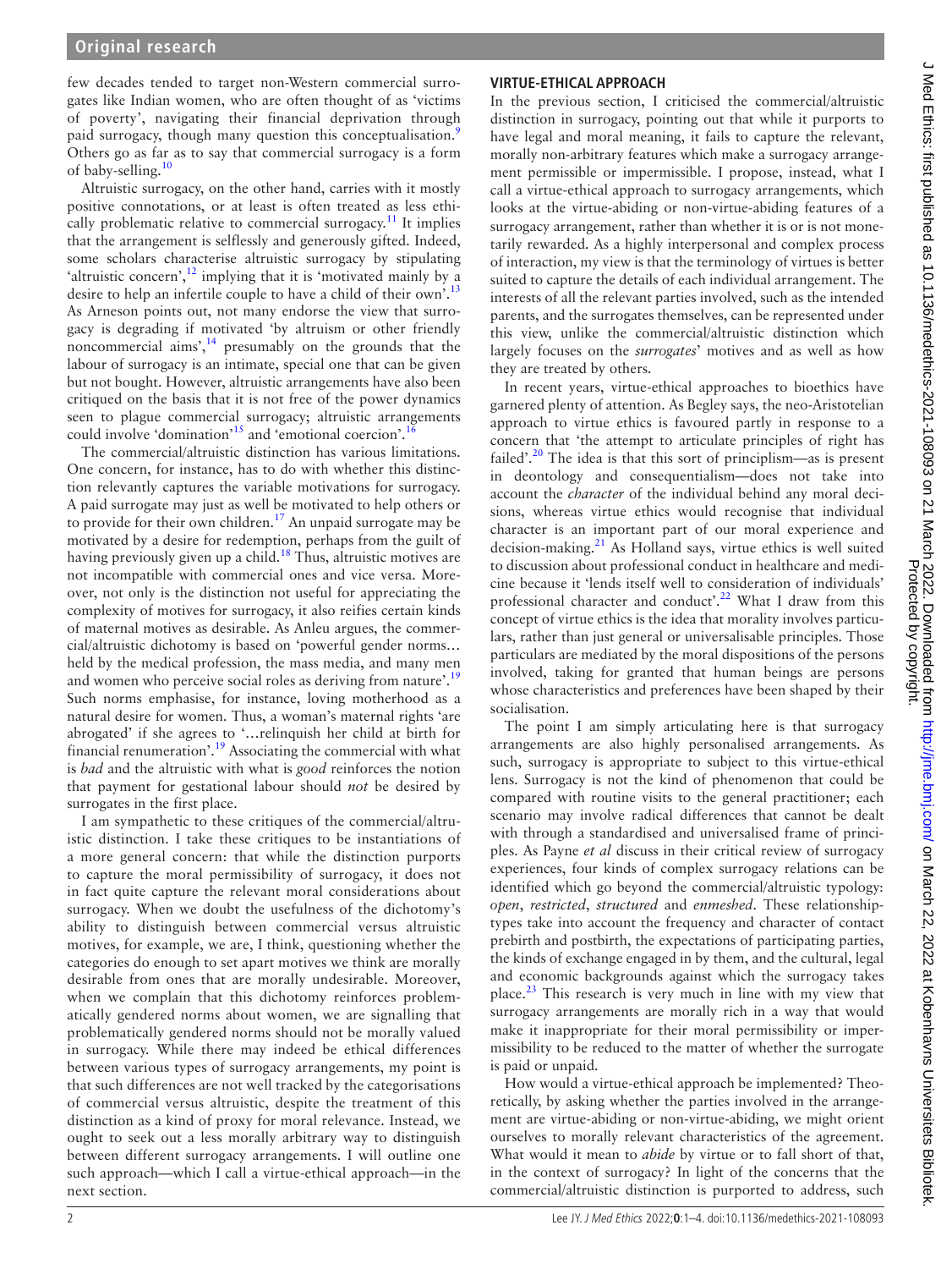few decades tended to target non-Western commercial surrogates like Indian women, who are often thought of as 'victims of poverty', navigating their financial deprivation through paid surrogacy, though many question this conceptualisation.[9] Others go as far as to say that commercial surrogacy is a form of baby-selling.[10]

Altruistic surrogacy, on the other hand, carries with it mostly positive connotations, or at least is often treated as less ethically problematic relative to commercial surrogacy.[11] It implies that the arrangement is selflessly and generously gifted. Indeed, some scholars characterise altruistic surrogacy by stipulating 'altruistic concern',[12] implying that it is 'motivated mainly by a desire to help an infertile couple to have a child of their own'.[13] As Arneson points out, not many endorse the view that surrogacy is degrading if motivated 'by altruism or other friendly noncommercial aims',[14] presumably on the grounds that the labour of surrogacy is an intimate, special one that can be given but not bought. However, altruistic arrangements have also been critiqued on the basis that it is not free of the power dynamics seen to plague commercial surrogacy; altruistic arrangements could involve 'domination'[15] and 'emotional coercion'.[16]

The commercial/altruistic distinction has various limitations. One concern, for instance, has to do with whether this distinction relevantly captures the variable motivations for surrogacy. A paid surrogate may just as well be motivated to help others or to provide for their own children.[17] An unpaid surrogate may be motivated by a desire for redemption, perhaps from the guilt of having previously given up a child.[18] Thus, altruistic motives are not incompatible with commercial ones and vice versa. Moreover, not only is the distinction not useful for appreciating the complexity of motives for surrogacy, it also reifies certain kinds of maternal motives as desirable. As Anleu argues, the commercial/altruistic dichotomy is based on 'powerful gender norms… held by the medical profession, the mass media, and many men and women who perceive social roles as deriving from nature'.[19] Such norms emphasise, for instance, loving motherhood as a natural desire for women. Thus, a woman's maternal rights 'are abrogated' if she agrees to '…relinquish her child at birth for financial renumeration'.[19] Associating the commercial with what is *bad* and the altruistic with what is *good* reinforces the notion that payment for gestational labour should *not* be desired by surrogates in the first place.

I am sympathetic to these critiques of the commercial/altruistic distinction. I take these critiques to be instantiations of a more general concern: that while the distinction purports to capture the moral permissibility of surrogacy, it does not in fact quite capture the relevant moral considerations about surrogacy. When we doubt the usefulness of the dichotomy's ability to distinguish between commercial versus altruistic motives, for example, we are, I think, questioning whether the categories do enough to set apart motives we think are morally desirable from ones that are morally undesirable. Moreover, when we complain that this dichotomy reinforces problematically gendered norms about women, we are signalling that problematically gendered norms should not be morally valued in surrogacy. While there may indeed be ethical differences between various types of surrogacy arrangements, my point is that such differences are not well tracked by the categorisations of commercial versus altruistic, despite the treatment of this distinction as a kind of proxy for moral relevance. Instead, we ought to seek out a less morally arbitrary way to distinguish between different surrogacy arrangements. I will outline one such approach—which I call a virtue-ethical approach—in the next section.

## VIRTUE-ETHICAL APPROACH

In the previous section, I criticised the commercial/altruistic distinction in surrogacy, pointing out that while it purports to have legal and moral meaning, it fails to capture the relevant, morally non-arbitrary features which make a surrogacy arrangement permissible or impermissible. I propose, instead, what I call a virtue-ethical approach to surrogacy arrangements, which looks at the virtue-abiding or non-virtue-abiding features of a surrogacy arrangement, rather than whether it is or is not monetarily rewarded. As a highly interpersonal and complex process of interaction, my view is that the terminology of virtues is better suited to capture the details of each individual arrangement. The interests of all the relevant parties involved, such as the intended parents, and the surrogates themselves, can be represented under this view, unlike the commercial/altruistic distinction which largely focuses on the *surrogates*' motives and as well as how they are treated by others.

In recent years, virtue-ethical approaches to bioethics have garnered plenty of attention. As Begley says, the neo-Aristotelian approach to virtue ethics is favoured partly in response to a concern that 'the attempt to articulate principles of right has failed'.[20] The idea is that this sort of principlism—as is present in deontology and consequentialism—does not take into account the *character* of the individual behind any moral decisions, whereas virtue ethics would recognise that individual character is an important part of our moral experience and decision-making.[21] As Holland says, virtue ethics is well suited to discussion about professional conduct in healthcare and medicine because it 'lends itself well to consideration of individuals' professional character and conduct'.[22] What I draw from this concept of virtue ethics is the idea that morality involves particulars, rather than just general or universalisable principles. Those particulars are mediated by the moral dispositions of the persons involved, taking for granted that human beings are persons whose characteristics and preferences have been shaped by their socialisation.

The point I am simply articulating here is that surrogacy arrangements are also highly personalised arrangements. As such, surrogacy is appropriate to subject to this virtue-ethical lens. Surrogacy is not the kind of phenomenon that could be compared with routine visits to the general practitioner; each scenario may involve radical differences that cannot be dealt with through a standardised and universalised frame of principles. As Payne *et al* discuss in their critical review of surrogacy experiences, four kinds of complex surrogacy relations can be identified which go beyond the commercial/altruistic typology: *open*, *restricted*, *structured* and *enmeshed*. These relationship-types take into account the frequency and character of contact prebirth and postbirth, the expectations of participating parties, the kinds of exchange engaged in by them, and the cultural, legal and economic backgrounds against which the surrogacy takes place.[23] This research is very much in line with my view that surrogacy arrangements are morally rich in a way that would make it inappropriate for their moral permissibility or impermissibility to be reduced to the matter of whether the surrogate is paid or unpaid.

How would a virtue-ethical approach be implemented? Theoretically, by asking whether the parties involved in the arrangement are virtue-abiding or non-virtue-abiding, we might orient ourselves to morally relevant characteristics of the agreement. What would it mean to *abide* by virtue or to fall short of that, in the context of surrogacy? In light of the concerns that the commercial/altruistic distinction is purported to address, such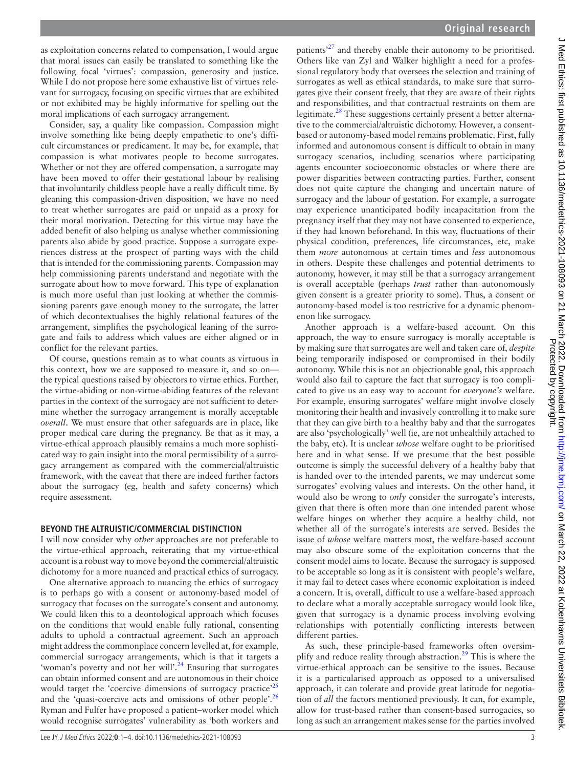as exploitation concerns related to compensation, I would argue that moral issues can easily be translated to something like the following focal 'virtues': compassion, generosity and justice. While I do not propose here some exhaustive list of virtues relevant for surrogacy, focusing on specific virtues that are exhibited or not exhibited may be highly informative for spelling out the moral implications of each surrogacy arrangement.

Consider, say, a quality like compassion. Compassion might involve something like being deeply empathetic to one's difficult circumstances or predicament. It may be, for example, that compassion is what motivates people to become surrogates. Whether or not they are offered compensation, a surrogate may have been moved to offer their gestational labour by realising that involuntarily childless people have a really difficult time. By gleaning this compassion-driven disposition, we have no need to treat whether surrogates are paid or unpaid as a proxy for their moral motivation. Detecting for this virtue may have the added benefit of also helping us analyse whether commissioning parents also abide by good practice. Suppose a surrogate experiences distress at the prospect of parting ways with the child that is intended for the commissioning parents. Compassion may help commissioning parents understand and negotiate with the surrogate about how to move forward. This type of explanation is much more useful than just looking at whether the commissioning parents gave enough money to the surrogate, the latter of which decontextualises the highly relational features of the arrangement, simplifies the psychological leaning of the surrogate and fails to address which values are either aligned or in conflict for the relevant parties.

Of course, questions remain as to what counts as virtuous in this context, how we are supposed to measure it, and so on—the typical questions raised by objectors to virtue ethics. Further, the virtue-abiding or non-virtue-abiding features of the relevant parties in the context of the surrogacy are not sufficient to determine whether the surrogacy arrangement is morally acceptable *overall*. We must ensure that other safeguards are in place, like proper medical care during the pregnancy. Be that as it may, a virtue-ethical approach plausibly remains a much more sophisticated way to gain insight into the moral permissibility of a surrogacy arrangement as compared with the commercial/altruistic framework, with the caveat that there are indeed further factors about the surrogacy (eg, health and safety concerns) which require assessment.

## BEYOND THE ALTRUISTIC/COMMERCIAL DISTINCTION

I will now consider why *other* approaches are not preferable to the virtue-ethical approach, reiterating that my virtue-ethical account is a robust way to move beyond the commercial/altruistic dichotomy for a more nuanced and practical ethics of surrogacy.

One alternative approach to nuancing the ethics of surrogacy is to perhaps go with a consent or autonomy-based model of surrogacy that focuses on the surrogate's consent and autonomy. We could liken this to a deontological approach which focuses on the conditions that would enable fully rational, consenting adults to uphold a contractual agreement. Such an approach might address the commonplace concern levelled at, for example, commercial surrogacy arrangements, which is that it targets a 'woman's poverty and not her will'.[24] Ensuring that surrogates can obtain informed consent and are autonomous in their choice would target the 'coercive dimensions of surrogacy practice'[25] and the 'quasi-coercive acts and omissions of other people'.[26] Ryman and Fulfer have proposed a patient–worker model which would recognise surrogates' vulnerability as 'both workers and patients'[27] and thereby enable their autonomy to be prioritised. Others like van Zyl and Walker highlight a need for a professional regulatory body that oversees the selection and training of surrogates as well as ethical standards, to make sure that surrogates give their consent freely, that they are aware of their rights and responsibilities, and that contractual restraints on them are legitimate.[28] These suggestions certainly present a better alternative to the commercial/altruistic dichotomy. However, a consent-based or autonomy-based model remains problematic. First, fully informed and autonomous consent is difficult to obtain in many surrogacy scenarios, including scenarios where participating agents encounter socioeconomic obstacles or where there are power disparities between contracting parties. Further, consent does not quite capture the changing and uncertain nature of surrogacy and the labour of gestation. For example, a surrogate may experience unanticipated bodily incapacitation from the pregnancy itself that they may not have consented to experience, if they had known beforehand. In this way, fluctuations of their physical condition, preferences, life circumstances, etc, make them *more* autonomous at certain times and *less* autonomous in others. Despite these challenges and potential detriments to autonomy, however, it may still be that a surrogacy arrangement is overall acceptable (perhaps *trust* rather than autonomously given consent is a greater priority to some). Thus, a consent or autonomy-based model is too restrictive for a dynamic phenomenon like surrogacy.

Another approach is a welfare-based account. On this approach, the way to ensure surrogacy is morally acceptable is by making sure that surrogates are well and taken care of, *despite* being temporarily indisposed or compromised in their bodily autonomy. While this is not an objectionable goal, this approach would also fail to capture the fact that surrogacy is too complicated to give us an easy way to account for *everyone's* welfare. For example, ensuring surrogates' welfare might involve closely monitoring their health and invasively controlling it to make sure that they can give birth to a healthy baby and that the surrogates are also 'psychologically' well (ie, are not unhealthily attached to the baby, etc). It is unclear *whose* welfare ought to be prioritised here and in what sense. If we presume that the best possible outcome is simply the successful delivery of a healthy baby that is handed over to the intended parents, we may undercut some surrogates' evolving values and interests. On the other hand, it would also be wrong to *only* consider the surrogate's interests, given that there is often more than one intended parent whose welfare hinges on whether they acquire a healthy child, not whether all of the surrogate's interests are served. Besides the issue of *whose* welfare matters most, the welfare-based account may also obscure some of the exploitation concerns that the consent model aims to locate. Because the surrogacy is supposed to be acceptable so long as it is consistent with people's welfare, it may fail to detect cases where economic exploitation is indeed a concern. It is, overall, difficult to use a welfare-based approach to declare what a morally acceptable surrogacy would look like, given that surrogacy is a dynamic process involving evolving relationships with potentially conflicting interests between different parties.

As such, these principle-based frameworks often oversimplify and reduce reality through abstraction.[29] This is where the virtue-ethical approach can be sensitive to the issues. Because it is a particularised approach as opposed to a universalised approach, it can tolerate and provide great latitude for negotiation of *all* the factors mentioned previously. It can, for example, allow for trust-based rather than consent-based surrogacies, so long as such an arrangement makes sense for the parties involved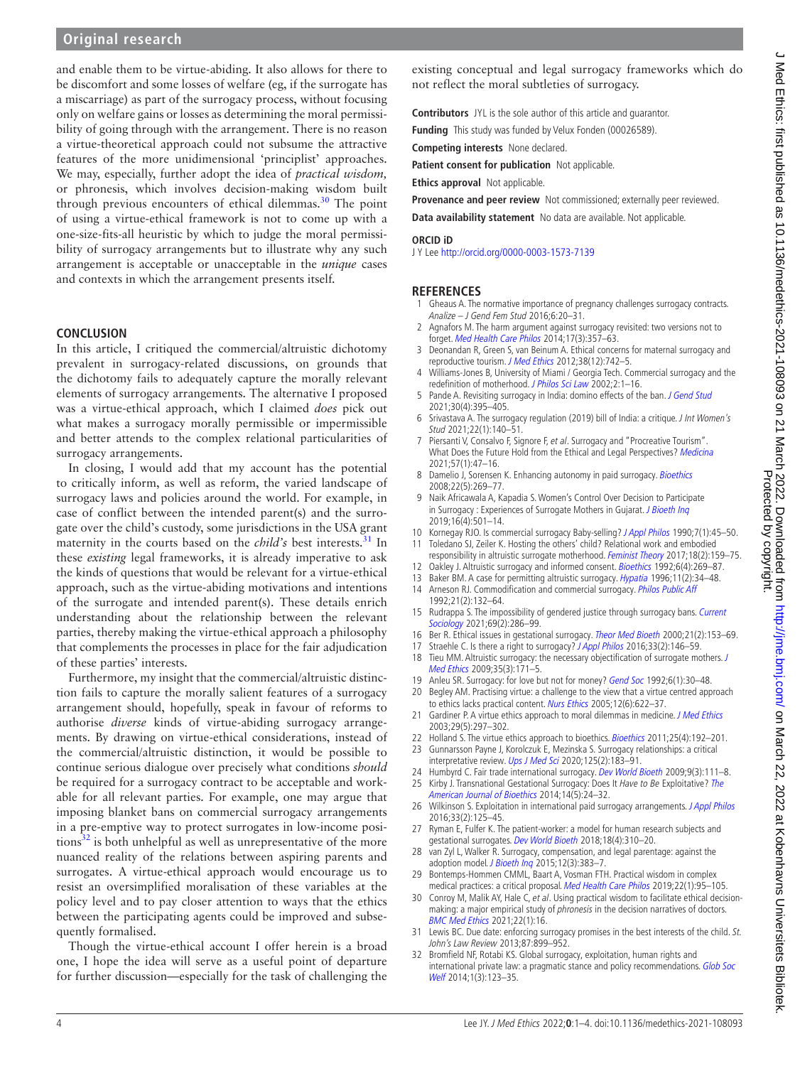and enable them to be virtue-abiding. It also allows for there to be discomfort and some losses of welfare (eg, if the surrogate has a miscarriage) as part of the surrogacy process, without focusing only on welfare gains or losses as determining the moral permissibility of going through with the arrangement. There is no reason a virtue-theoretical approach could not subsume the attractive features of the more unidimensional 'principlist' approaches. We may, especially, further adopt the idea of *practical wisdom,* or phronesis, which involves decision-making wisdom built through previous encounters of ethical dilemmas.[30] The point of using a virtue-ethical framework is not to come up with a one-size-fits-all heuristic by which to judge the moral permissibility of surrogacy arrangements but to illustrate why any such arrangement is acceptable or unacceptable in the *unique* cases and contexts in which the arrangement presents itself.

## CONCLUSION

In this article, I critiqued the commercial/altruistic dichotomy prevalent in surrogacy-related discussions, on grounds that the dichotomy fails to adequately capture the morally relevant elements of surrogacy arrangements. The alternative I proposed was a virtue-ethical approach, which I claimed *does* pick out what makes a surrogacy morally permissible or impermissible and better attends to the complex relational particularities of surrogacy arrangements.

In closing, I would add that my account has the potential to critically inform, as well as reform, the varied landscape of surrogacy laws and policies around the world. For example, in case of conflict between the intended parent(s) and the surrogate over the child's custody, some jurisdictions in the USA grant maternity in the courts based on the *child's* best interests.[31] In these *existing* legal frameworks, it is already imperative to ask the kinds of questions that would be relevant for a virtue-ethical approach, such as the virtue-abiding motivations and intentions of the surrogate and intended parent(s). These details enrich understanding about the relationship between the relevant parties, thereby making the virtue-ethical approach a philosophy that complements the processes in place for the fair adjudication of these parties' interests.

Furthermore, my insight that the commercial/altruistic distinction fails to capture the morally salient features of a surrogacy arrangement should, hopefully, speak in favour of reforms to authorise *diverse* kinds of virtue-abiding surrogacy arrangements. By drawing on virtue-ethical considerations, instead of the commercial/altruistic distinction, it would be possible to continue serious dialogue over precisely what conditions *should* be required for a surrogacy contract to be acceptable and workable for all relevant parties. For example, one may argue that imposing blanket bans on commercial surrogacy arrangements in a pre-emptive way to protect surrogates in low-income positions[32] is both unhelpful as well as unrepresentative of the more nuanced reality of the relations between aspiring parents and surrogates. A virtue-ethical approach would encourage us to resist an oversimplified moralisation of these variables at the policy level and to pay closer attention to ways that the ethics between the participating agents could be improved and subsequently formalised.

Though the virtue-ethical account I offer herein is a broad one, I hope the idea will serve as a useful point of departure for further discussion—especially for the task of challenging the existing conceptual and legal surrogacy frameworks which do not reflect the moral subtleties of surrogacy.

**Contributors** JYL is the sole author of this article and guarantor.

**Funding** This study was funded by Velux Fonden (00026589).

**Competing interests** None declared.

**Patient consent for publication** Not applicable.

**Ethics approval** Not applicable.

**Provenance and peer review** Not commissioned; externally peer reviewed.

**Data availability statement** No data are available. Not applicable.

**ORCID iD**

J Y Lee http://orcid.org/0000-0003-1573-7139

## REFERENCES

1. Gheaus A. The normative importance of pregnancy challenges surrogacy contracts. *Analize – J Gend Fem Stud* 2016;6:20–31.
2. Agnafors M. The harm argument against surrogacy revisited: two versions not to forget. *Med Health Care Philos* 2014;17(3):357–63.
3. Deonandan R, Green S, van Beinum A. Ethical concerns for maternal surrogacy and reproductive tourism. *J Med Ethics* 2012;38(12):742–5.
4. Williams-Jones B, University of Miami / Georgia Tech. Commercial surrogacy and the redefinition of motherhood. *J Philos Sci Law* 2002;2:1–16.
5. Pande A. Revisiting surrogacy in India: domino effects of the ban. *J Gend Stud* 2021;30(4):395–405.
6. Srivastava A. The surrogacy regulation (2019) bill of India: a critique. *J Int Women's Stud* 2021;22(1):140–51.
7. Piersanti V, Consalvo F, Signore F, *et al*. Surrogacy and "Procreative Tourism". What Does the Future Hold from the Ethical and Legal Perspectives? *Medicina* 2021;57(1):47–16.
8. Damelio J, Sorensen K. Enhancing autonomy in paid surrogacy. *Bioethics* 2008;22(5):269–77.
9. Naik Africawala A, Kapadia S. Women's Control Over Decision to Participate in Surrogacy : Experiences of Surrogate Mothers in Gujarat. *J Bioeth Inq* 2019;16(4):501–14.
10. Kornegay RJO. Is commercial surrogacy Baby-selling? *J Appl Philos* 1990;7(1):45–50.
11. Toledano SJ, Zeiler K. Hosting the others' child? Relational work and embodied responsibility in altruistic surrogate motherhood. *Feminist Theory* 2017;18(2):159–75.
12. Oakley J. Altruistic surrogacy and informed consent. *Bioethics* 1992;6(4):269–87.
13. Baker BM. A case for permitting altruistic surrogacy. *Hypatia* 1996;11(2):34–48.
14. Arneson RJ. Commodification and commercial surrogacy. *Philos Public Aff* 1992;21(2):132–64.
15. Rudrappa S. The impossibility of gendered justice through surrogacy bans. *Current Sociology* 2021;69(2):286–99.
16. Ber R. Ethical issues in gestational surrogacy. *Theor Med Bioeth* 2000;21(2):153–69.
17. Straehle C. Is there a right to surrogacy? *J Appl Philos* 2016;33(2):146–59.
18. Tieu MM. Altruistic surrogacy: the necessary objectification of surrogate mothers. *J Med Ethics* 2009;35(3):171–5.
19. Anleu SR. Surrogacy: for love but not for money? *Gend Soc* 1992;6(1):30–48.
20. Begley AM. Practising virtue: a challenge to the view that a virtue centred approach to ethics lacks practical content. *Nurs Ethics* 2005;12(6):622–37.
21. Gardiner P. A virtue ethics approach to moral dilemmas in medicine. *J Med Ethics* 2003;29(5):297–302.
22. Holland S. The virtue ethics approach to bioethics. *Bioethics* 2011;25(4):192–201.
23. Gunnarsson Payne J, Korolczuk E, Mezinska S. Surrogacy relationships: a critical interpretative review. *Ups J Med Sci* 2020;125(2):183–91.
24. Humbyrd C. Fair trade international surrogacy. *Dev World Bioeth* 2009;9(3):111–8.
25. Kirby J. Transnational Gestational Surrogacy: Does It *Have to Be* Exploitative? *The American Journal of Bioethics* 2014;14(5):24–32.
26. Wilkinson S. Exploitation in international paid surrogacy arrangements. *J Appl Philos* 2016;33(2):125–45.
27. Ryman E, Fulfer K. The patient-worker: a model for human research subjects and gestational surrogates. *Dev World Bioeth* 2018;18(4):310–20.
28. van Zyl L, Walker R. Surrogacy, compensation, and legal parentage: against the adoption model. *J Bioeth Inq* 2015;12(3):383–7.
29. Bontemps-Hommen CMML, Baart A, Vosman FTH. Practical wisdom in complex medical practices: a critical proposal. *Med Health Care Philos* 2019;22(1):95–105.
30. Conroy M, Malik AY, Hale C, *et al*. Using practical wisdom to facilitate ethical decision-making: a major empirical study of *phronesis* in the decision narratives of doctors. *BMC Med Ethics* 2021;22(1):16.
31. Lewis BC. Due date: enforcing surrogacy promises in the best interests of the child. *St. John's Law Review* 2013;87:899–952.
32. Bromfield NF, Rotabi KS. Global surrogacy, exploitation, human rights and international private law: a pragmatic stance and policy recommendations. *Glob Soc Welf* 2014;1(3):123–35.